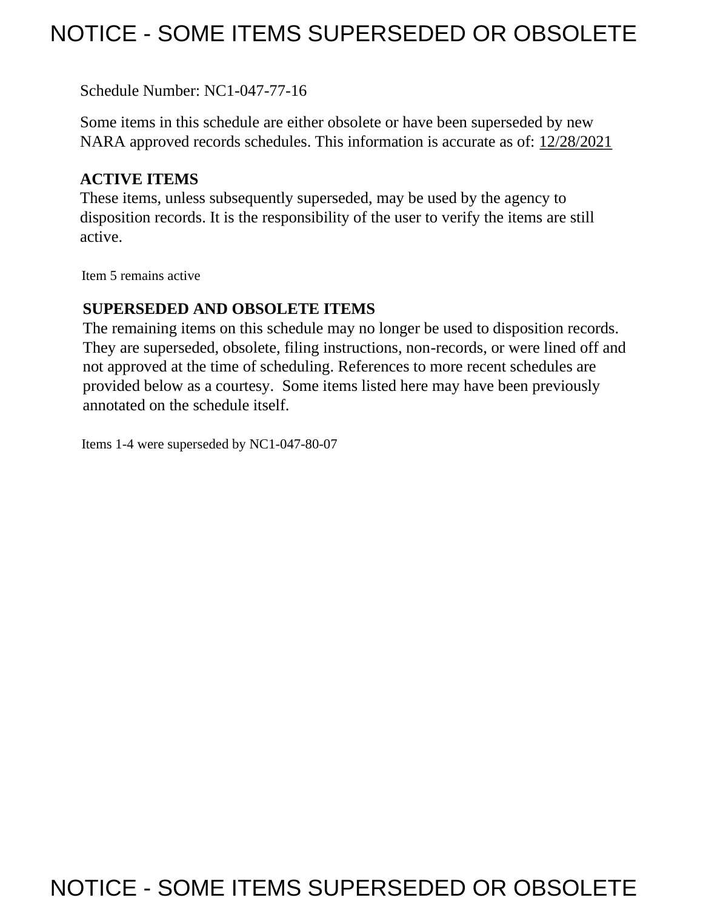# NOTICE - SOME ITEMS SUPERSEDED OR OBSOLETE

Schedule Number: NC1-047-77-16

Some items in this schedule are either obsolete or have been superseded by new NARA approved records schedules. This information is accurate as of: 12/28/2021

**ACTIVE ITEMS**

These items, unless subsequently superseded, may be used by the agency to disposition records. It is the responsibility of the user to verify the items are still active.

Item 5 remains active

**SUPERSEDED AND OBSOLETE ITEMS**

The remaining items on this schedule may no longer be used to disposition records. They are superseded, obsolete, filing instructions, non-records, or were lined off and not approved at the time of scheduling. References to more recent schedules are provided below as a courtesy. Some items listed here may have been previously annotated on the schedule itself.

Items 1-4 were superseded by NC1-047-80-07

# NOTICE - SOME ITEMS SUPERSEDED OR OBSOLETE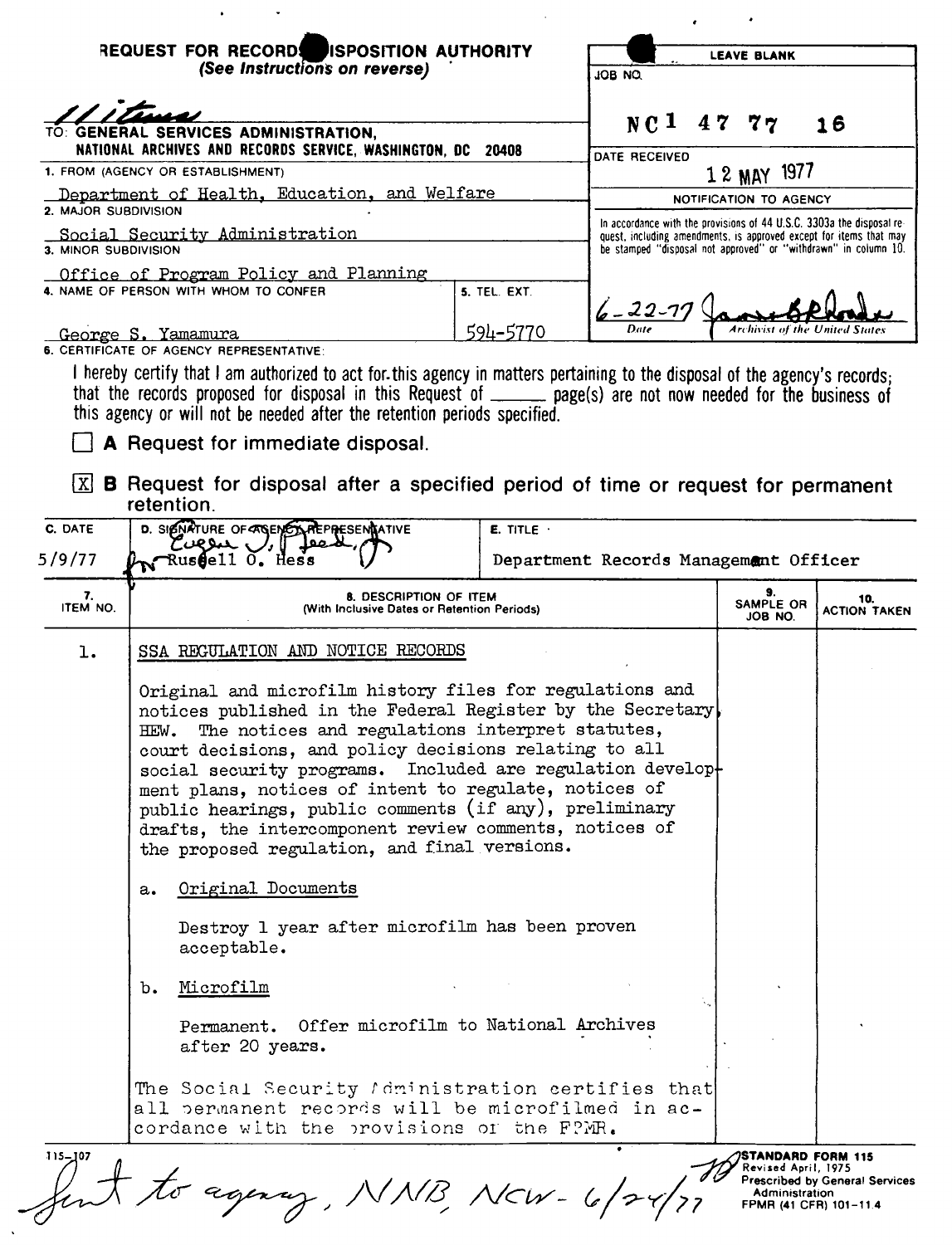# REQUEST FOR RECORDS DISPOSITION AUTHORITY

*(See Instructions on reverse)*

11 items

TO: **GENERAL SERVICES ADMINISTRATION, NATIONAL ARCHIVES AND RECORDS SERVICE, WASHINGTON, DC 20408**

| LEAVE BLANK | |
|---|---|
| JOB NO. | NC1 47 77 16 |
| DATE RECEIVED | 12 MAY 1977 |

**NOTIFICATION TO AGENCY**

In accordance with the provisions of 44 U.S.C. 3303a the disposal request, including amendments, is approved except for items that may be stamped "disposal not approved" or "withdrawn" in column 10.

6-22-77 — Date — [signature] Archivist of the United States

1. FROM (AGENCY OR ESTABLISHMENT): Department of Health, Education, and Welfare
2. MAJOR SUBDIVISION: Social Security Administration
3. MINOR SUBDIVISION: Office of Program Policy and Planning
4. NAME OF PERSON WITH WHOM TO CONFER: George S. Yamamura
5. TEL. EXT.: 594-5770

6. CERTIFICATE OF AGENCY REPRESENTATIVE:

I hereby certify that I am authorized to act for this agency in matters pertaining to the disposal of the agency's records; that the records proposed for disposal in this Request of ______ page(s) are not now needed for the business of this agency or will not be needed after the retention periods specified.

☐ **A** Request for immediate disposal.

☒ **B** Request for disposal after a specified period of time or request for permanent retention.

| C. DATE | D. SIGNATURE OF AGENCY REPRESENTATIVE | E. TITLE |
|---|---|---|
| 5/9/77 | [signature] for Russell O. Hess | Department Records Management Officer |

| 7. ITEM NO. | 8. DESCRIPTION OF ITEM (With Inclusive Dates or Retention Periods) | 9. SAMPLE OR JOB NO. | 10. ACTION TAKEN |
|---|---|---|---|
| 1. | SSA REGULATION AND NOTICE RECORDS<br><br>Original and microfilm history files for regulations and notices published in the Federal Register by the Secretary, HEW. The notices and regulations interpret statutes, court decisions, and policy decisions relating to all social security programs. Included are regulation development plans, notices of intent to regulate, notices of public hearings, public comments (if any), preliminary drafts, the intercomponent review comments, notices of the proposed regulation, and final versions.<br><br>a. Original Documents<br><br>Destroy 1 year after microfilm has been proven acceptable.<br><br>b. Microfilm<br><br>Permanent. Offer microfilm to National Archives after 20 years.<br><br>The Social Security Administration certifies that all permanent records will be microfilmed in accordance with the provisions of the FPMR. | | |

115-107

Sent to agency, NNB, NCW - 6/24/77

STANDARD FORM 115
Revised April, 1975
Prescribed by General Services Administration
FPMR (41 CFR) 101-11.4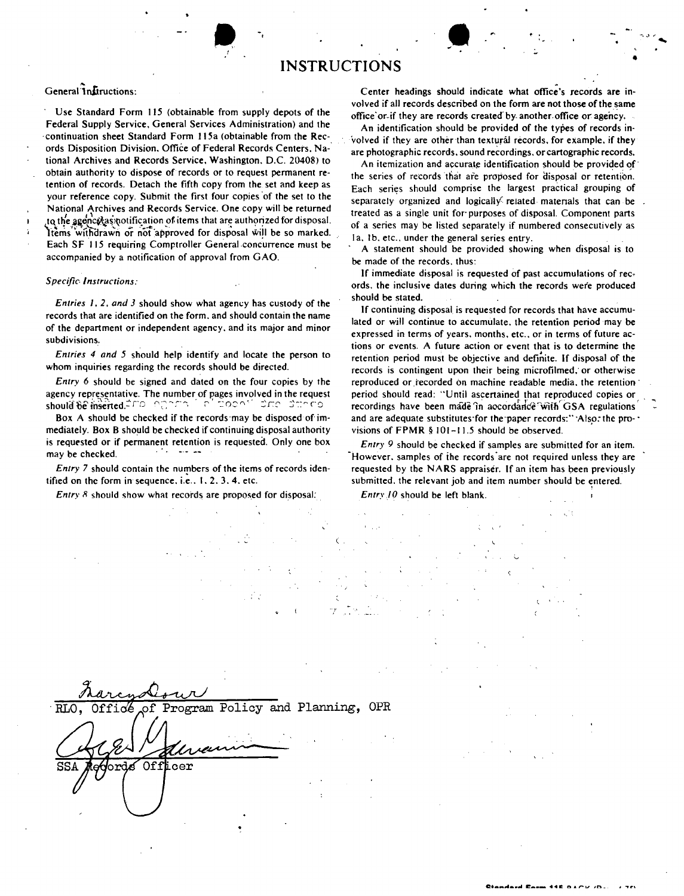# INSTRUCTIONS

General Instructions:

Use Standard Form 115 (obtainable from supply depots of the Federal Supply Service, General Services Administration) and the continuation sheet Standard Form 115a (obtainable from the Records Disposition Division, Office of Federal Records Centers, National Archives and Records Service, Washington, D.C. 20408) to obtain authority to dispose of records or to request permanent retention of records. Detach the fifth copy from the set and keep as your reference copy. Submit the first four copies of the set to the National Archives and Records Service. One copy will be returned to the agency as notification of items that are authorized for disposal. Items withdrawn or not approved for disposal will be so marked. Each SF 115 requiring Comptroller General concurrence must be accompanied by a notification of approval from GAO.

*Specific Instructions:*

*Entries 1, 2, and 3* should show what agency has custody of the records that are identified on the form, and should contain the name of the department or independent agency, and its major and minor subdivisions.

*Entries 4 and 5* should help identify and locate the person to whom inquiries regarding the records should be directed.

*Entry 6* should be signed and dated on the four copies by the agency representative. The number of pages involved in the request should be inserted.

Box A should be checked if the records may be disposed of immediately. Box B should be checked if continuing disposal authority is requested or if permanent retention is requested. Only one box may be checked.

*Entry 7* should contain the numbers of the items of records identified on the form in sequence, i.e., 1, 2, 3, 4, etc.

*Entry 8* should show what records are proposed for disposal.

Center headings should indicate what office's records are involved if all records described on the form are not those of the same office or if they are records created by another office or agency.

An identification should be provided of the types of records involved if they are other than textural records, for example, if they are photographic records, sound recordings, or cartographic records.

An itemization and accurate identification should be provided of the series of records that are proposed for disposal or retention. Each series should comprise the largest practical grouping of separately organized and logically related materials that can be treated as a single unit for purposes of disposal. Component parts of a series may be listed separately if numbered consecutively as 1a, 1b, etc., under the general series entry.

A statement should be provided showing when disposal is to be made of the records, thus:

If immediate disposal is requested of past accumulations of records, the inclusive dates during which the records were produced should be stated.

If continuing disposal is requested for records that have accumulated or will continue to accumulate, the retention period may be expressed in terms of years, months, etc., or in terms of future actions or events. A future action or event that is to determine the retention period must be objective and definite. If disposal of the records is contingent upon their being microfilmed, or otherwise reproduced or recorded on machine readable media, the retention period should read: "Until ascertained that reproduced copies or recordings have been made in accordance with GSA regulations and are adequate substitutes for the paper records." Also, the provisions of FPMR § 101-11.5 should be observed.

*Entry 9* should be checked if samples are submitted for an item. However, samples of the records are not required unless they are requested by the NARS appraiser. If an item has been previously submitted, the relevant job and item number should be entered.

*Entry 10* should be left blank.

RLO, Office of Program Policy and Planning, OPR

SSA Records Officer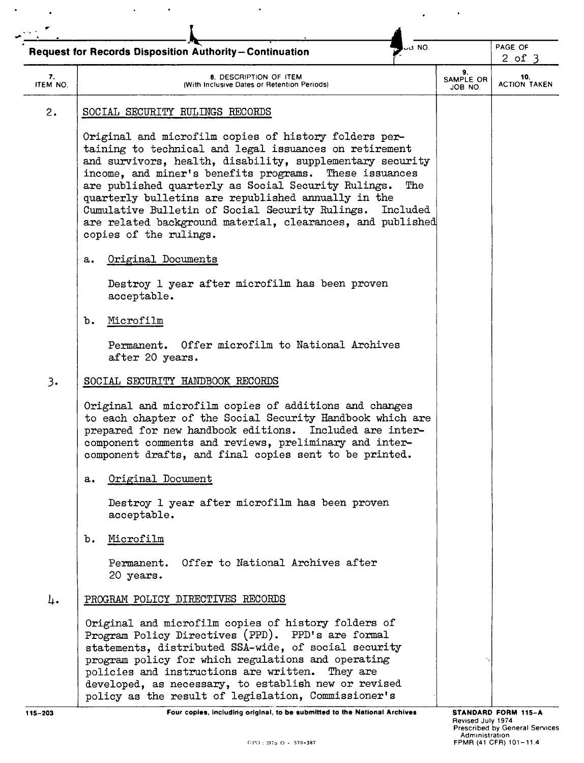**Request for Records Disposition Authority—Continuation**

| 7. ITEM NO. | 8. DESCRIPTION OF ITEM (With Inclusive Dates or Retention Periods) | 9. SAMPLE OR JOB NO. | 10. ACTION TAKEN |
|---|---|---|---|
| 2. | SOCIAL SECURITY RULINGS RECORDS<br><br>Original and microfilm copies of history folders pertaining to technical and legal issuances on retirement and survivors, health, disability, supplementary security income, and miner's benefits programs. These issuances are published quarterly as Social Security Rulings. The quarterly bulletins are republished annually in the Cumulative Bulletin of Social Security Rulings. Included are related background material, clearances, and published copies of the rulings.<br><br>a. Original Documents<br><br>Destroy 1 year after microfilm has been proven acceptable.<br><br>b. Microfilm<br><br>Permanent. Offer microfilm to National Archives after 20 years. | | |
| 3. | SOCIAL SECURITY HANDBOOK RECORDS<br><br>Original and microfilm copies of additions and changes to each chapter of the Social Security Handbook which are prepared for new handbook editions. Included are inter-component comments and reviews, preliminary and inter-component drafts, and final copies sent to be printed.<br><br>a. Original Document<br><br>Destroy 1 year after microfilm has been proven acceptable.<br><br>b. Microfilm<br><br>Permanent. Offer to National Archives after 20 years. | | |
| 4. | PROGRAM POLICY DIRECTIVES RECORDS<br><br>Original and microfilm copies of history folders of Program Policy Directives (PPD). PPD's are formal statements, distributed SSA-wide, of social security program policy for which regulations and operating policies and instructions are written. They are developed, as necessary, to establish new or revised policy as the result of legislation, Commissioner's | | |

115-203 Four copies, including original, to be submitted to the National Archives

STANDARD FORM 115-A
Revised July 1974
Prescribed by General Services Administration
FPMR (41 CFR) 101-11.4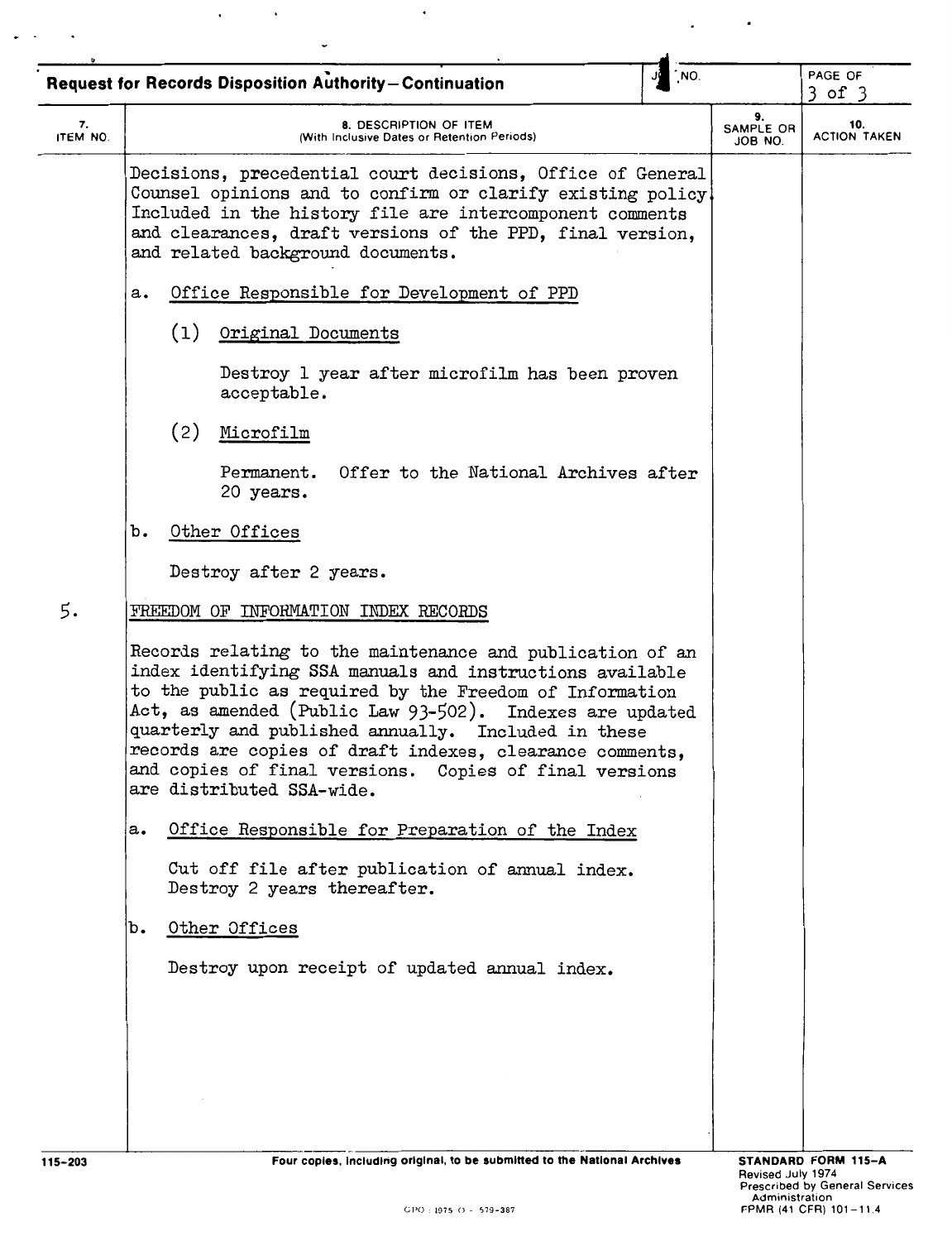**Request for Records Disposition Authority—Continuation**

JOB NO.

PAGE OF 3 of 3

| 7. ITEM NO. | 8. DESCRIPTION OF ITEM (With Inclusive Dates or Retention Periods) | 9. SAMPLE OR JOB NO. | 10. ACTION TAKEN |
|---|---|---|---|
| | Decisions, precedential court decisions, Office of General Counsel opinions and to confirm or clarify existing policy. Included in the history file are intercomponent comments and clearances, draft versions of the PPD, final version, and related background documents. | | |
| | a. Office Responsible for Development of PPD | | |
| | (1) Original Documents | | |
| | Destroy 1 year after microfilm has been proven acceptable. | | |
| | (2) Microfilm | | |
| | Permanent. Offer to the National Archives after 20 years. | | |
| | b. Other Offices | | |
| | Destroy after 2 years. | | |
| 5. | FREEDOM OF INFORMATION INDEX RECORDS | | |
| | Records relating to the maintenance and publication of an index identifying SSA manuals and instructions available to the public as required by the Freedom of Information Act, as amended (Public Law 93-502). Indexes are updated quarterly and published annually. Included in these records are copies of draft indexes, clearance comments, and copies of final versions. Copies of final versions are distributed SSA-wide. | | |
| | a. Office Responsible for Preparation of the Index | | |
| | Cut off file after publication of annual index. Destroy 2 years thereafter. | | |
| | b. Other Offices | | |
| | Destroy upon receipt of updated annual index. | | |

115-203

Four copies, including original, to be submitted to the National Archives

STANDARD FORM 115-A
Revised July 1974
Prescribed by General Services Administration
FPMR (41 CFR) 101-11.4

GPO : 1975 O - 579-387